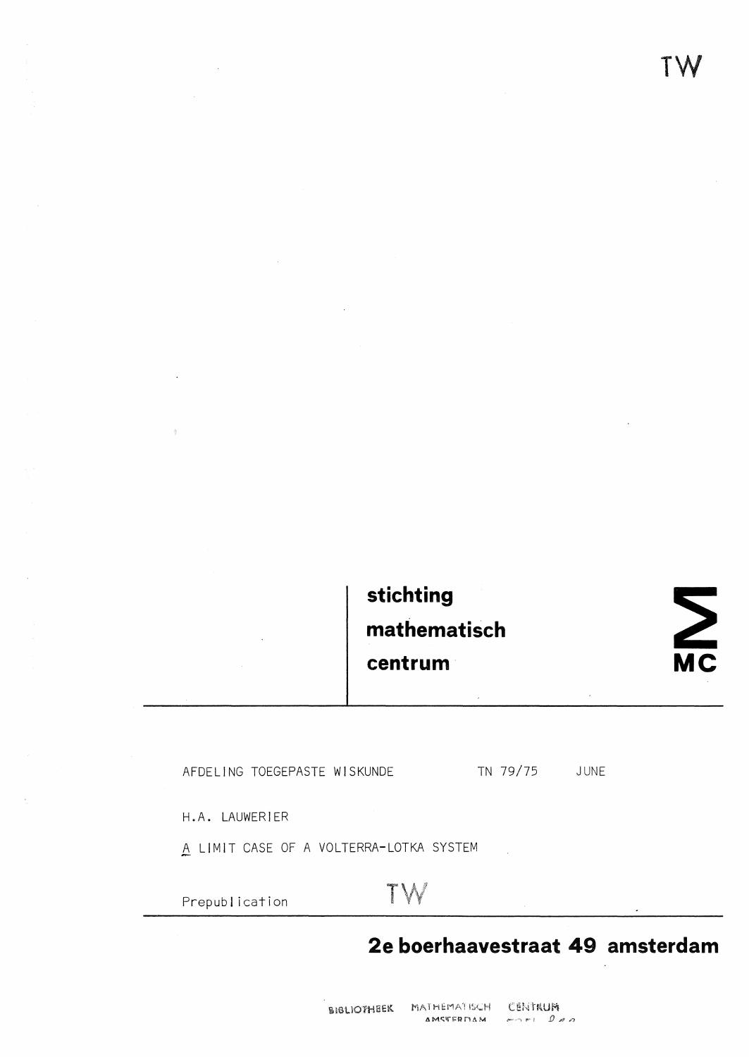TW

**stichting**
**mathematisch**
**centrum**

MC

AFDELING TOEGEPASTE WISKUNDE TN 79/75 JUNE

H.A. LAUWERIER

A LIMIT CASE OF A VOLTERRA-LOTKA SYSTEM

Prepublication

TW

**2e boerhaavestraat 49 amsterdam**

BIBLIOTHEEK MATHEMATISCH CENTRUM
AMSTERDAM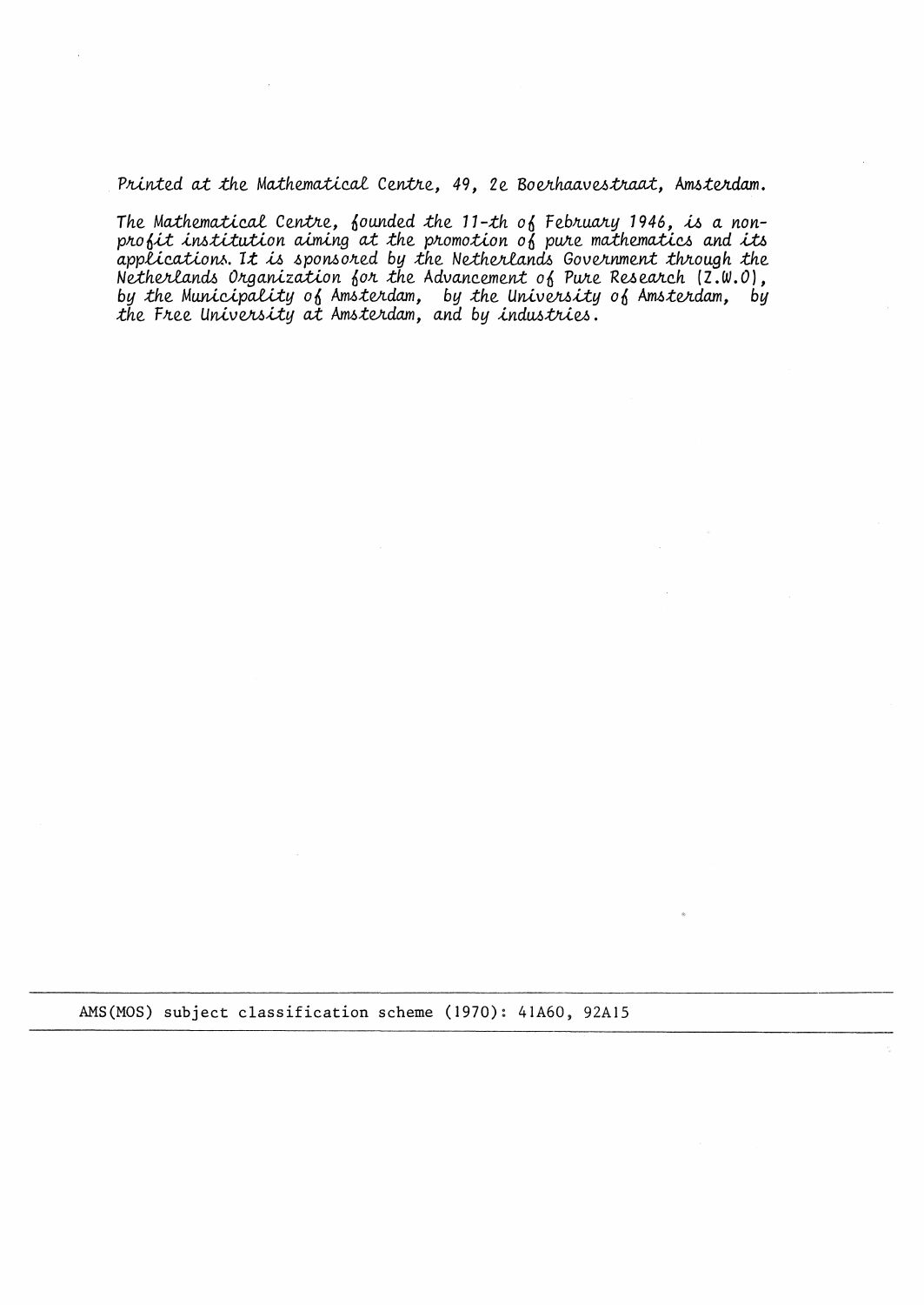*Printed at the Mathematical Centre, 49, 2e Boerhaavestraat, Amsterdam.*

*The Mathematical Centre, founded the 11-th of February 1946, is a non-profit institution aiming at the promotion of pure mathematics and its applications. It is sponsored by the Netherlands Government through the Netherlands Organization for the Advancement of Pure Research (Z.W.O), by the Municipality of Amsterdam, by the University of Amsterdam, by the Free University at Amsterdam, and by industries.*

---

AMS(MOS) subject classification scheme (1970): 41A60, 92A15

---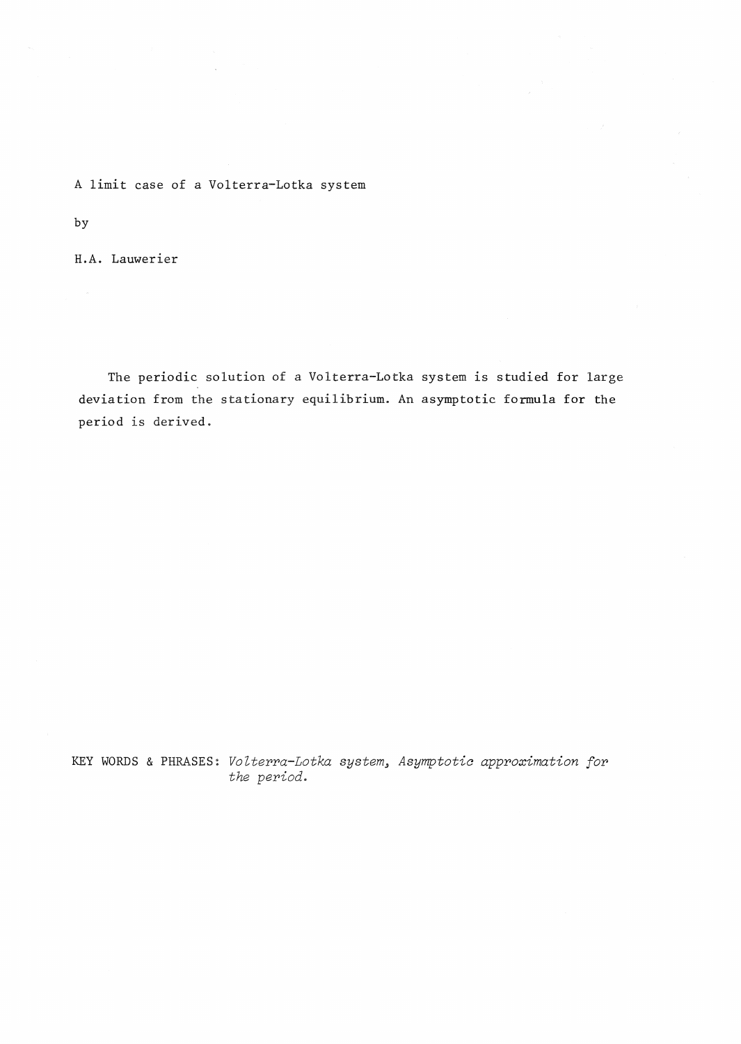# A limit case of a Volterra-Lotka system

by

H.A. Lauwerier

The periodic solution of a Volterra-Lotka system is studied for large deviation from the stationary equilibrium. An asymptotic formula for the period is derived.

KEY WORDS & PHRASES: *Volterra-Lotka system, Asymptotic approximation for the period.*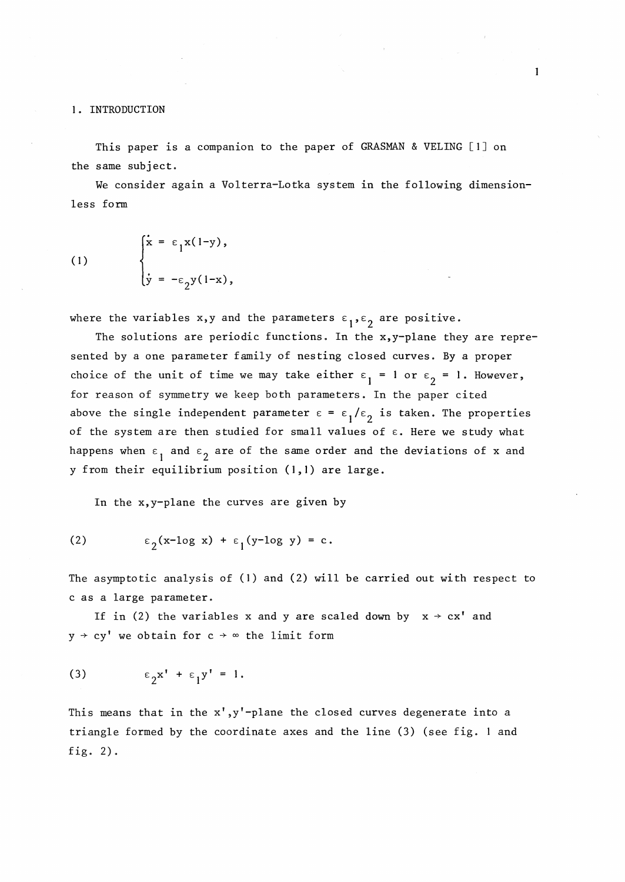## 1. INTRODUCTION

This paper is a companion to the paper of GRASMAN & VELING [1] on the same subject.

We consider again a Volterra-Lotka system in the following dimensionless form

$$
(1) \qquad \begin{cases} \dot{x} = \varepsilon_1 x(1-y), \\ \dot{y} = -\varepsilon_2 y(1-x), \end{cases}
$$

where the variables x,y and the parameters $\varepsilon_1, \varepsilon_2$ are positive.

The solutions are periodic functions. In the x,y-plane they are represented by a one parameter family of nesting closed curves. By a proper choice of the unit of time we may take either $\varepsilon_1 = 1$ or $\varepsilon_2 = 1$. However, for reason of symmetry we keep both parameters. In the paper cited above the single independent parameter $\varepsilon = \varepsilon_1/\varepsilon_2$ is taken. The properties of the system are then studied for small values of $\varepsilon$. Here we study what happens when $\varepsilon_1$ and $\varepsilon_2$ are of the same order and the deviations of x and y from their equilibrium position (1,1) are large.

In the x,y-plane the curves are given by

$$
(2) \qquad \varepsilon_2(x - \log x) + \varepsilon_1(y - \log y) = c.
$$

The asymptotic analysis of (1) and (2) will be carried out with respect to c as a large parameter.

If in (2) the variables x and y are scaled down by $x \to cx'$ and $y \to cy'$ we obtain for $c \to \infty$ the limit form

$$
(3) \qquad \varepsilon_2 x' + \varepsilon_1 y' = 1.
$$

This means that in the x',y'-plane the closed curves degenerate into a triangle formed by the coordinate axes and the line (3) (see fig. 1 and fig. 2).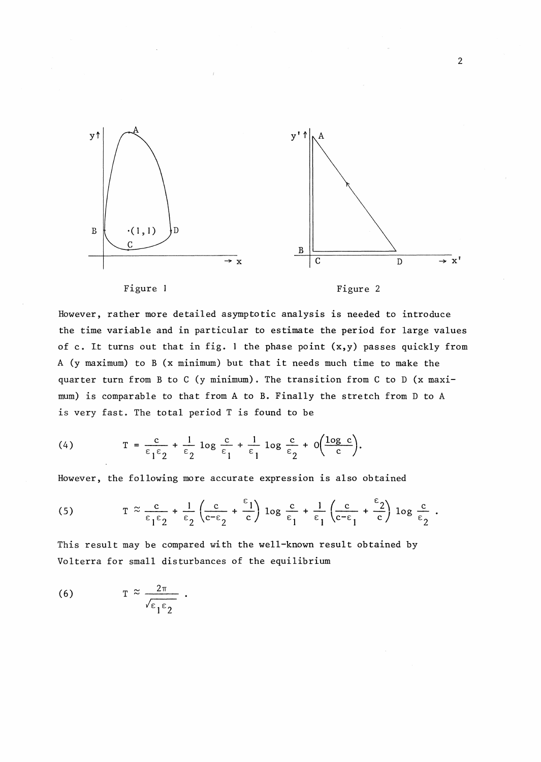Figure 1

Figure 2

However, rather more detailed asymptotic analysis is needed to introduce the time variable and in particular to estimate the period for large values of c. It turns out that in fig. 1 the phase point (x,y) passes quickly from A (y maximum) to B (x minimum) but that it needs much time to make the quarter turn from B to C (y minimum). The transition from C to D (x maximum) is comparable to that from A to B. Finally the stretch from D to A is very fast. The total period T is found to be

$$(4) \qquad T = \frac{c}{\varepsilon_1 \varepsilon_2} + \frac{1}{\varepsilon_2} \log \frac{c}{\varepsilon_1} + \frac{1}{\varepsilon_1} \log \frac{c}{\varepsilon_2} + O\left(\frac{\log c}{c}\right).$$

However, the following more accurate expression is also obtained

$$(5) \qquad T \approx \frac{c}{\varepsilon_1 \varepsilon_2} + \frac{1}{\varepsilon_2} \left(\frac{c}{c-\varepsilon_2} + \frac{\varepsilon_1}{c}\right) \log \frac{c}{\varepsilon_1} + \frac{1}{\varepsilon_1} \left(\frac{c}{c-\varepsilon_1} + \frac{\varepsilon_2}{c}\right) \log \frac{c}{\varepsilon_2} .$$

This result may be compared with the well-known result obtained by Volterra for small disturbances of the equilibrium

$$(6) \qquad T \approx \frac{2\pi}{\sqrt{\varepsilon_1 \varepsilon_2}} .$$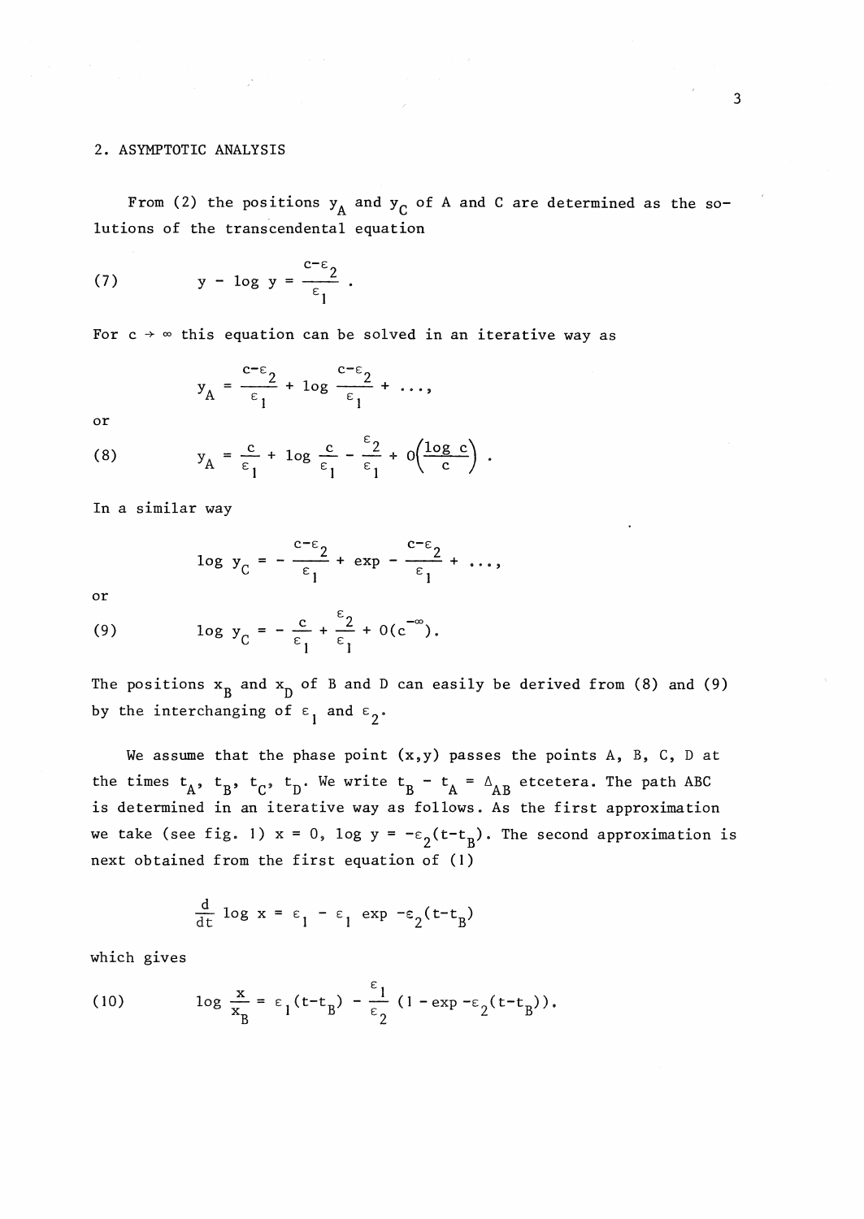## 2. ASYMPTOTIC ANALYSIS

From (2) the positions $y_A$ and $y_C$ of A and C are determined as the solutions of the transcendental equation

$$y - \log y = \frac{c-\varepsilon_2}{\varepsilon_1} . \tag{7}$$

For $c \to \infty$ this equation can be solved in an iterative way as

$$y_A = \frac{c-\varepsilon_2}{\varepsilon_1} + \log \frac{c-\varepsilon_2}{\varepsilon_1} + \ldots,$$

or

$$y_A = \frac{c}{\varepsilon_1} + \log \frac{c}{\varepsilon_1} - \frac{\varepsilon_2}{\varepsilon_1} + O\left(\frac{\log c}{c}\right) . \tag{8}$$

In a similar way

$$\log y_C = - \frac{c-\varepsilon_2}{\varepsilon_1} + \exp - \frac{c-\varepsilon_2}{\varepsilon_1} + \ldots,$$

or

$$\log y_C = - \frac{c}{\varepsilon_1} + \frac{\varepsilon_2}{\varepsilon_1} + O(c^{-\infty}). \tag{9}$$

The positions $x_B$ and $x_D$ of B and D can easily be derived from (8) and (9) by the interchanging of $\varepsilon_1$ and $\varepsilon_2$.

We assume that the phase point $(x,y)$ passes the points A, B, C, D at the times $t_A$, $t_B$, $t_C$, $t_D$. We write $t_B - t_A = \Delta_{AB}$ etcetera. The path ABC is determined in an iterative way as follows. As the first approximation we take (see fig. 1) $x = 0$, $\log y = -\varepsilon_2(t-t_B)$. The second approximation is next obtained from the first equation of (1)

$$\frac{d}{dt} \log x = \varepsilon_1 - \varepsilon_1 \exp -\varepsilon_2(t-t_B)$$

which gives

$$\log \frac{x}{x_B} = \varepsilon_1(t-t_B) - \frac{\varepsilon_1}{\varepsilon_2} (1 - \exp -\varepsilon_2(t-t_B)). \tag{10}$$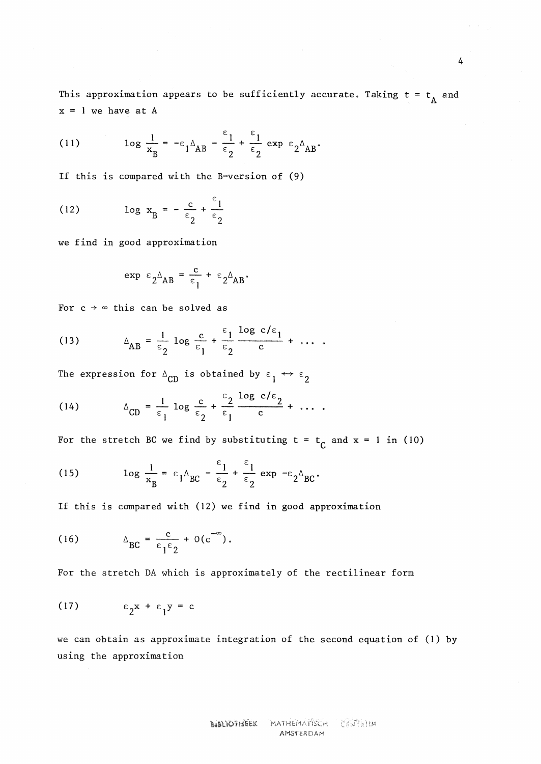This approximation appears to be sufficiently accurate. Taking $t = t_A$ and $x = 1$ we have at A

$$\log \frac{1}{x_B} = -\varepsilon_1 \Delta_{AB} - \frac{\varepsilon_1}{\varepsilon_2} + \frac{\varepsilon_1}{\varepsilon_2} \exp \varepsilon_2 \Delta_{AB}. \tag{11}$$

If this is compared with the B-version of (9)

$$\log x_B = -\frac{c}{\varepsilon_2} + \frac{\varepsilon_1}{\varepsilon_2} \tag{12}$$

we find in good approximation

$$\exp \varepsilon_2 \Delta_{AB} = \frac{c}{\varepsilon_1} + \varepsilon_2 \Delta_{AB}.$$

For $c \to \infty$ this can be solved as

$$\Delta_{AB} = \frac{1}{\varepsilon_2} \log \frac{c}{\varepsilon_1} + \frac{\varepsilon_1}{\varepsilon_2} \frac{\log c/\varepsilon_1}{c} + \ldots . \tag{13}$$

The expression for $\Delta_{CD}$ is obtained by $\varepsilon_1 \leftrightarrow \varepsilon_2$

$$\Delta_{CD} = \frac{1}{\varepsilon_1} \log \frac{c}{\varepsilon_2} + \frac{\varepsilon_2}{\varepsilon_1} \frac{\log c/\varepsilon_2}{c} + \ldots . \tag{14}$$

For the stretch BC we find by substituting $t = t_C$ and $x = 1$ in (10)

$$\log \frac{1}{x_B} = \varepsilon_1 \Delta_{BC} - \frac{\varepsilon_1}{\varepsilon_2} + \frac{\varepsilon_1}{\varepsilon_2} \exp -\varepsilon_2 \Delta_{BC}. \tag{15}$$

If this is compared with (12) we find in good approximation

$$\Delta_{BC} = \frac{c}{\varepsilon_1 \varepsilon_2} + O(c^{-\infty}). \tag{16}$$

For the stretch DA which is approximately of the rectilinear form

$$\varepsilon_2 x + \varepsilon_1 y = c \tag{17}$$

we can obtain as approximate integration of the second equation of (1) by using the approximation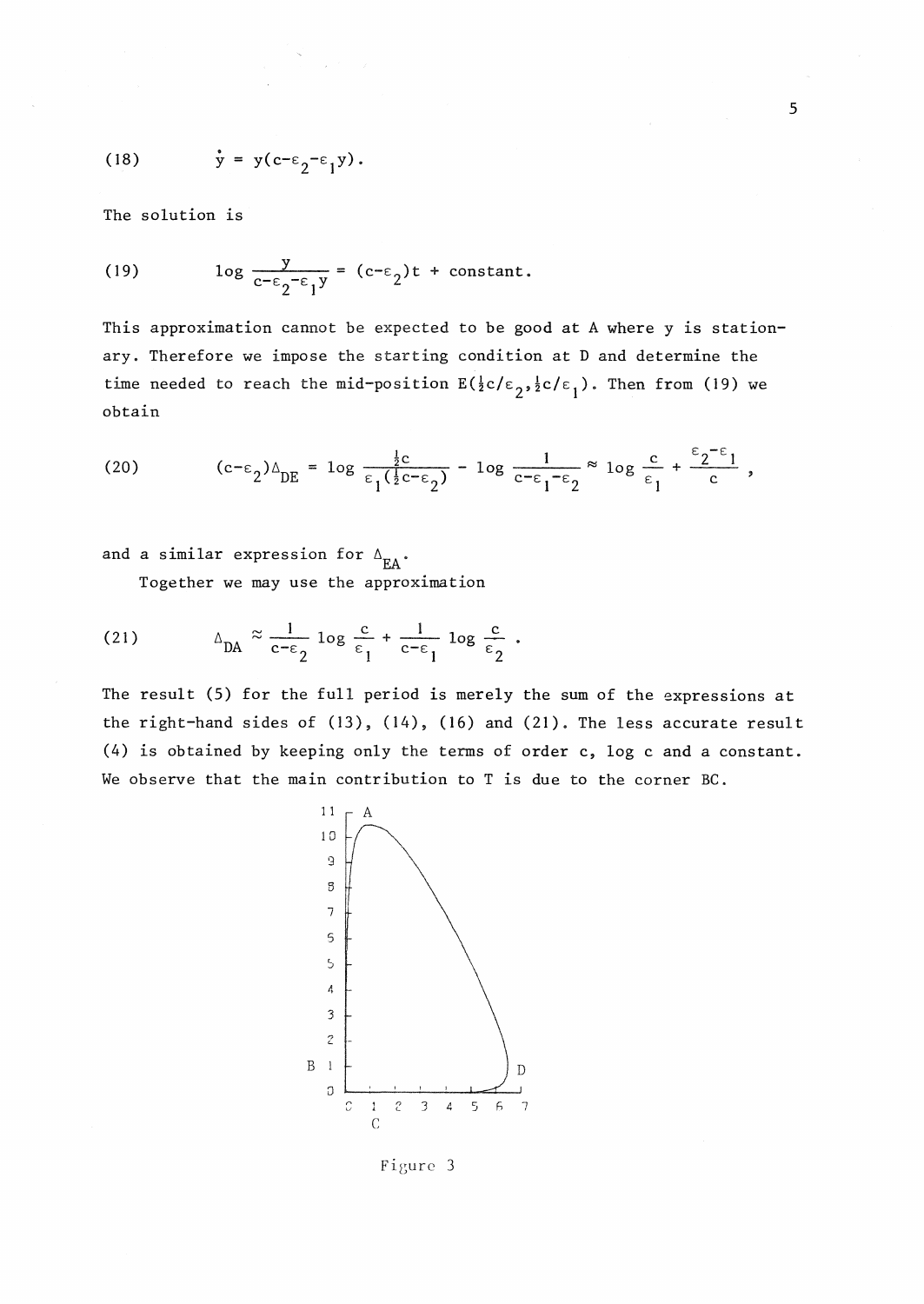$$(18) \qquad \dot{y} = y(c-\varepsilon_2-\varepsilon_1 y).$$

The solution is

$$(19) \qquad \log \frac{y}{c-\varepsilon_2-\varepsilon_1 y} = (c-\varepsilon_2)t + \text{constant}.$$

This approximation cannot be expected to be good at A where y is stationary. Therefore we impose the starting condition at D and determine the time needed to reach the mid-position $E(\frac{1}{2}c/\varepsilon_2, \frac{1}{2}c/\varepsilon_1)$. Then from (19) we obtain

$$(20) \qquad (c-\varepsilon_2)\Delta_{DE} = \log \frac{\frac{1}{2}c}{\varepsilon_1(\frac{1}{2}c-\varepsilon_2)} - \log \frac{1}{c-\varepsilon_1-\varepsilon_2} \approx \log \frac{c}{\varepsilon_1} + \frac{\varepsilon_2-\varepsilon_1}{c},$$

and a similar expression for $\Delta_{EA}$.

Together we may use the approximation

$$(21) \qquad \Delta_{DA} \approx \frac{1}{c-\varepsilon_2} \log \frac{c}{\varepsilon_1} + \frac{1}{c-\varepsilon_1} \log \frac{c}{\varepsilon_2}.$$

The result (5) for the full period is merely the sum of the expressions at the right-hand sides of (13), (14), (16) and (21). The less accurate result (4) is obtained by keeping only the terms of order c, log c and a constant. We observe that the main contribution to T is due to the corner BC.

Figure 3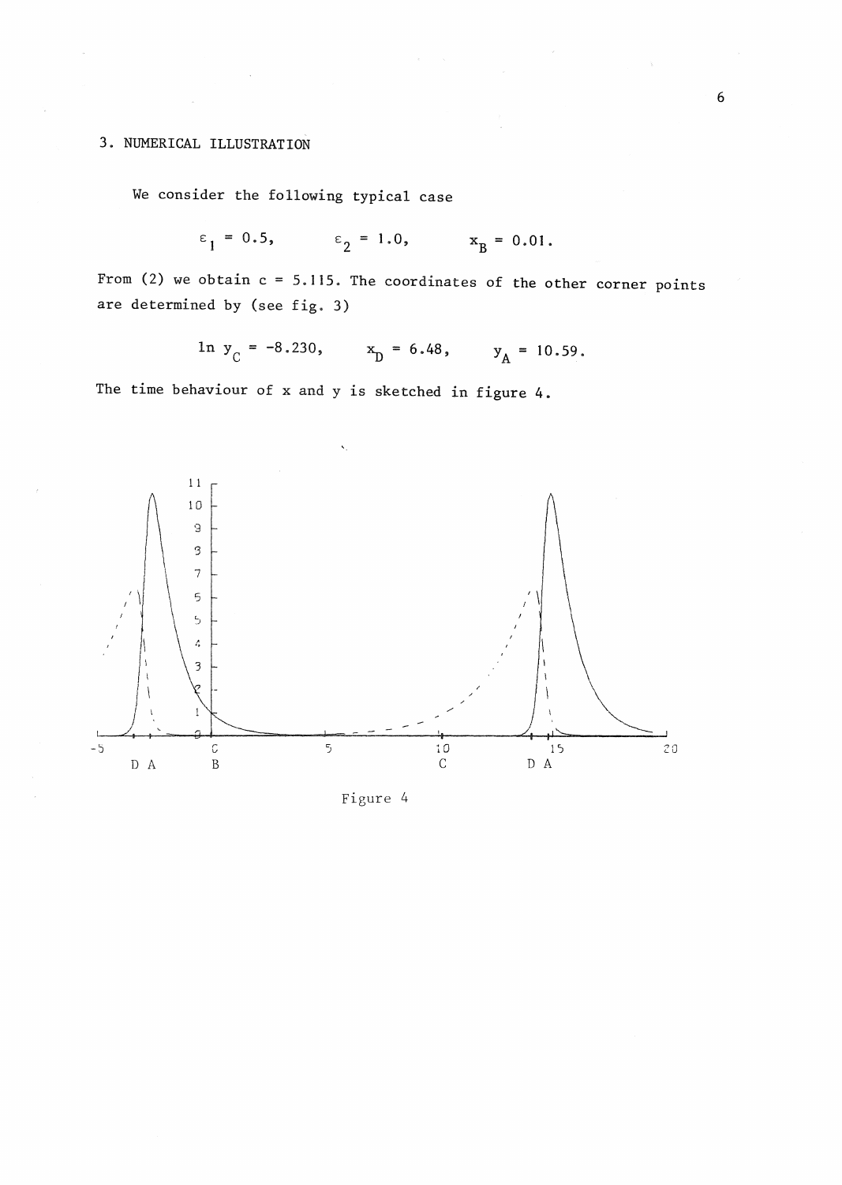## 3. NUMERICAL ILLUSTRATION

We consider the following typical case

$$\varepsilon_1 = 0.5, \qquad \varepsilon_2 = 1.0, \qquad x_B = 0.01.$$

From (2) we obtain c = 5.115. The coordinates of the other corner points are determined by (see fig. 3)

$$\ln y_C = -8.230, \qquad x_D = 6.48, \qquad y_A = 10.59.$$

The time behaviour of x and y is sketched in figure 4.

Figure 4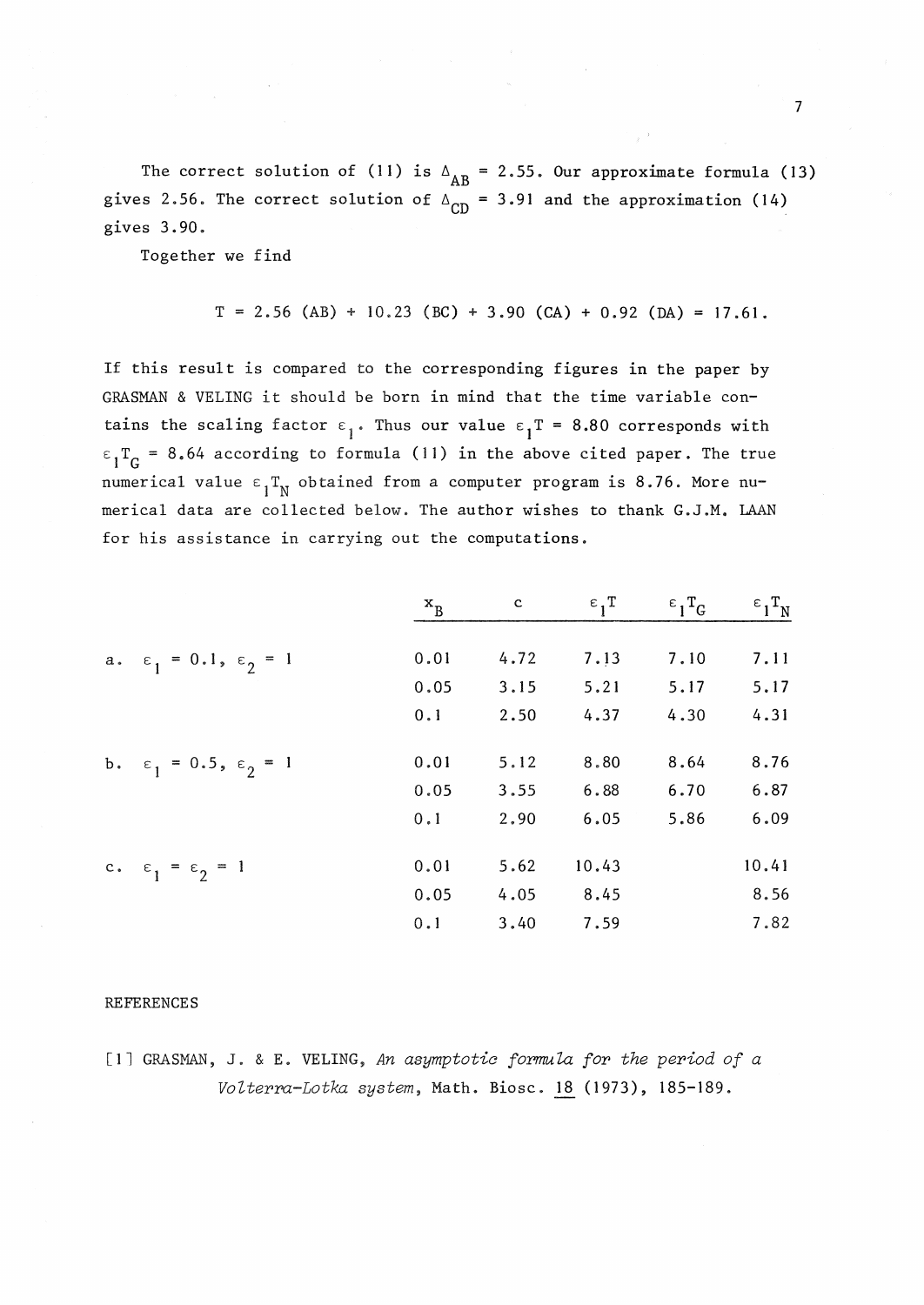The correct solution of (11) is $\Delta_{AB} = 2.55$. Our approximate formula (13) gives 2.56. The correct solution of $\Delta_{CD} = 3.91$ and the approximation (14) gives 3.90.

Together we find

$$T = 2.56\ (AB) + 10.23\ (BC) + 3.90\ (CA) + 0.92\ (DA) = 17.61.$$

If this result is compared to the corresponding figures in the paper by GRASMAN & VELING it should be born in mind that the time variable contains the scaling factor $\varepsilon_1$. Thus our value $\varepsilon_1 T = 8.80$ corresponds with $\varepsilon_1 T_G = 8.64$ according to formula (11) in the above cited paper. The true numerical value $\varepsilon_1 T_N$ obtained from a computer program is 8.76. More numerical data are collected below. The author wishes to thank G.J.M. LAAN for his assistance in carrying out the computations.

| | $x_B$ | $c$ | $\varepsilon_1 T$ | $\varepsilon_1 T_G$ | $\varepsilon_1 T_N$ |
|---|---|---|---|---|---|
| a. $\varepsilon_1 = 0.1$, $\varepsilon_2 = 1$ | 0.01 | 4.72 | 7.13 | 7.10 | 7.11 |
| | 0.05 | 3.15 | 5.21 | 5.17 | 5.17 |
| | 0.1 | 2.50 | 4.37 | 4.30 | 4.31 |
| b. $\varepsilon_1 = 0.5$, $\varepsilon_2 = 1$ | 0.01 | 5.12 | 8.80 | 8.64 | 8.76 |
| | 0.05 | 3.55 | 6.88 | 6.70 | 6.87 |
| | 0.1 | 2.90 | 6.05 | 5.86 | 6.09 |
| c. $\varepsilon_1 = \varepsilon_2 = 1$ | 0.01 | 5.62 | 10.43 | | 10.41 |
| | 0.05 | 4.05 | 8.45 | | 8.56 |
| | 0.1 | 3.40 | 7.59 | | 7.82 |

## REFERENCES

[1] GRASMAN, J. & E. VELING, *An asymptotic formula for the period of a Volterra-Lotka system*, Math. Biosc. 18 (1973), 185-189.